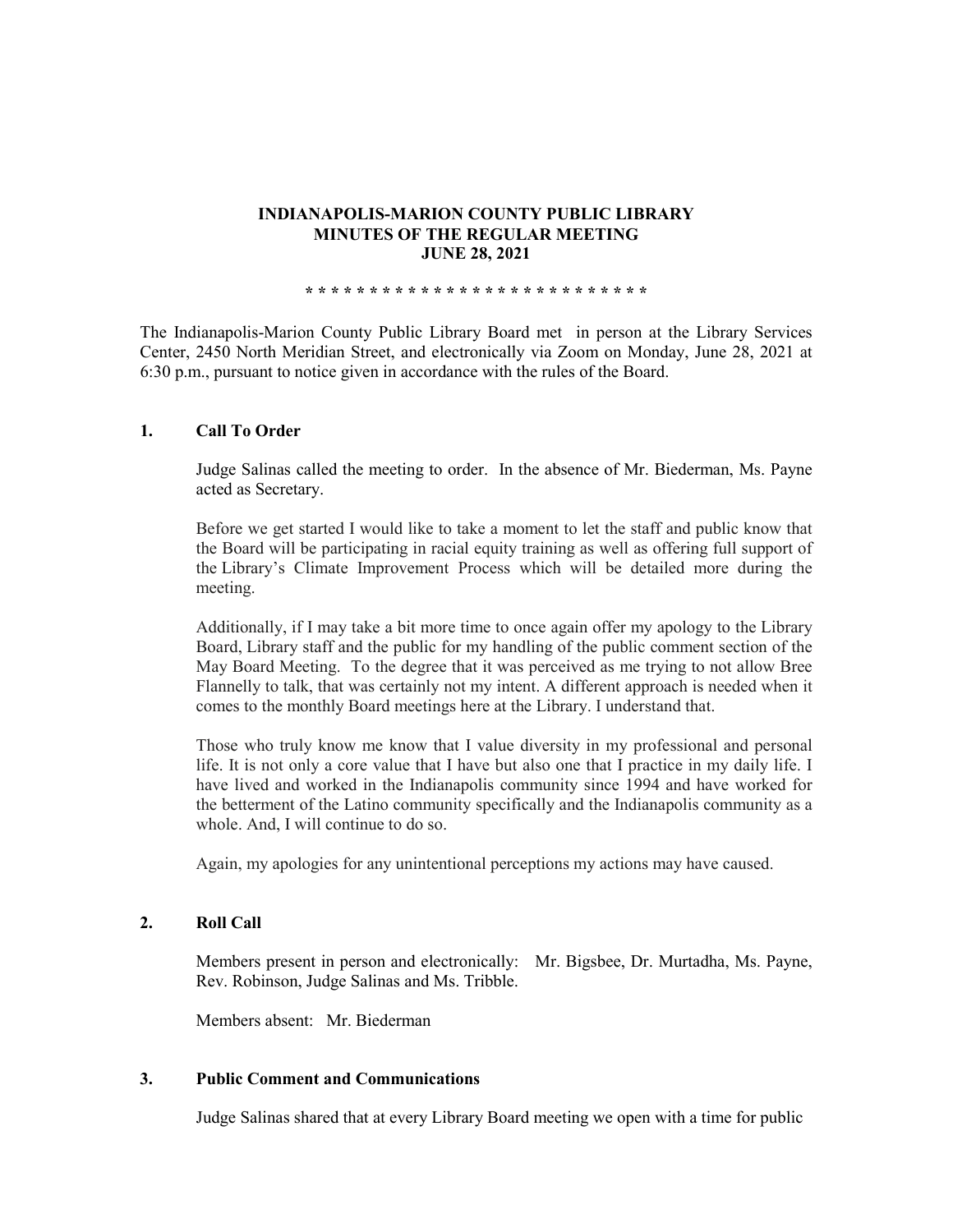# INDIANAPOLIS-MARION COUNTY PUBLIC LIBRARY
## MINUTES OF THE REGULAR MEETING
## JUNE 28, 2021

\* \* \* \* \* \* \* \* \* \* \* \* \* \* \* \* \* \* \* \* \* \* \* \* \* \* \* \*

The Indianapolis-Marion County Public Library Board met in person at the Library Services Center, 2450 North Meridian Street, and electronically via Zoom on Monday, June 28, 2021 at 6:30 p.m., pursuant to notice given in accordance with the rules of the Board.

### 1. Call To Order

Judge Salinas called the meeting to order. In the absence of Mr. Biederman, Ms. Payne acted as Secretary.

Before we get started I would like to take a moment to let the staff and public know that the Board will be participating in racial equity training as well as offering full support of the Library's Climate Improvement Process which will be detailed more during the meeting.

Additionally, if I may take a bit more time to once again offer my apology to the Library Board, Library staff and the public for my handling of the public comment section of the May Board Meeting. To the degree that it was perceived as me trying to not allow Bree Flannelly to talk, that was certainly not my intent. A different approach is needed when it comes to the monthly Board meetings here at the Library. I understand that.

Those who truly know me know that I value diversity in my professional and personal life. It is not only a core value that I have but also one that I practice in my daily life. I have lived and worked in the Indianapolis community since 1994 and have worked for the betterment of the Latino community specifically and the Indianapolis community as a whole. And, I will continue to do so.

Again, my apologies for any unintentional perceptions my actions may have caused.

### 2. Roll Call

Members present in person and electronically: Mr. Bigsbee, Dr. Murtadha, Ms. Payne, Rev. Robinson, Judge Salinas and Ms. Tribble.

Members absent: Mr. Biederman

### 3. Public Comment and Communications

Judge Salinas shared that at every Library Board meeting we open with a time for public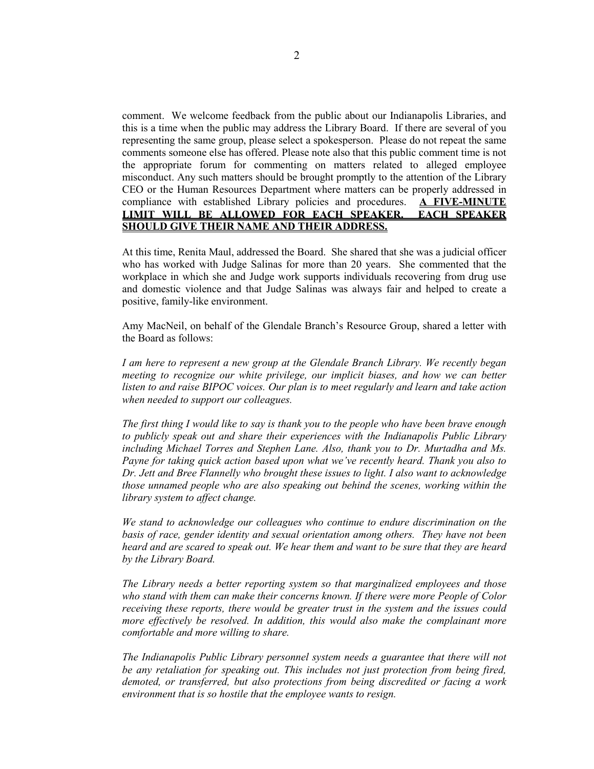comment. We welcome feedback from the public about our Indianapolis Libraries, and this is a time when the public may address the Library Board. If there are several of you representing the same group, please select a spokesperson. Please do not repeat the same comments someone else has offered. Please note also that this public comment time is not the appropriate forum for commenting on matters related to alleged employee misconduct. Any such matters should be brought promptly to the attention of the Library CEO or the Human Resources Department where matters can be properly addressed in compliance with established Library policies and procedures. **A FIVE-MINUTE LIMIT WILL BE ALLOWED FOR EACH SPEAKER. EACH SPEAKER SHOULD GIVE THEIR NAME AND THEIR ADDRESS.**

At this time, Renita Maul, addressed the Board. She shared that she was a judicial officer who has worked with Judge Salinas for more than 20 years. She commented that the workplace in which she and Judge work supports individuals recovering from drug use and domestic violence and that Judge Salinas was always fair and helped to create a positive, family-like environment.

Amy MacNeil, on behalf of the Glendale Branch's Resource Group, shared a letter with the Board as follows:

*I am here to represent a new group at the Glendale Branch Library. We recently began meeting to recognize our white privilege, our implicit biases, and how we can better listen to and raise BIPOC voices. Our plan is to meet regularly and learn and take action when needed to support our colleagues.*

*The first thing I would like to say is thank you to the people who have been brave enough to publicly speak out and share their experiences with the Indianapolis Public Library including Michael Torres and Stephen Lane. Also, thank you to Dr. Murtadha and Ms. Payne for taking quick action based upon what we've recently heard. Thank you also to Dr. Jett and Bree Flannelly who brought these issues to light. I also want to acknowledge those unnamed people who are also speaking out behind the scenes, working within the library system to affect change.*

*We stand to acknowledge our colleagues who continue to endure discrimination on the basis of race, gender identity and sexual orientation among others. They have not been heard and are scared to speak out. We hear them and want to be sure that they are heard by the Library Board.*

*The Library needs a better reporting system so that marginalized employees and those who stand with them can make their concerns known. If there were more People of Color receiving these reports, there would be greater trust in the system and the issues could more effectively be resolved. In addition, this would also make the complainant more comfortable and more willing to share.*

*The Indianapolis Public Library personnel system needs a guarantee that there will not be any retaliation for speaking out. This includes not just protection from being fired, demoted, or transferred, but also protections from being discredited or facing a work environment that is so hostile that the employee wants to resign.*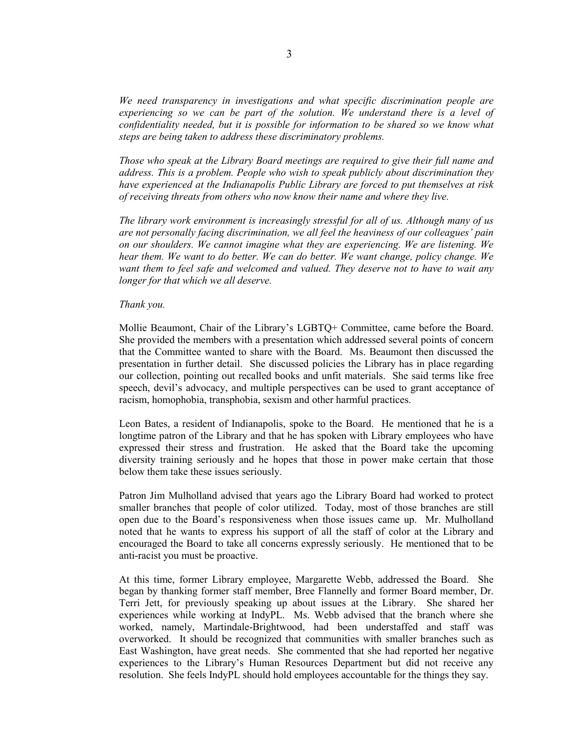*We need transparency in investigations and what specific discrimination people are experiencing so we can be part of the solution. We understand there is a level of confidentiality needed, but it is possible for information to be shared so we know what steps are being taken to address these discriminatory problems.*

*Those who speak at the Library Board meetings are required to give their full name and address. This is a problem. People who wish to speak publicly about discrimination they have experienced at the Indianapolis Public Library are forced to put themselves at risk of receiving threats from others who now know their name and where they live.*

*The library work environment is increasingly stressful for all of us. Although many of us are not personally facing discrimination, we all feel the heaviness of our colleagues' pain on our shoulders. We cannot imagine what they are experiencing. We are listening. We hear them. We want to do better. We can do better. We want change, policy change. We want them to feel safe and welcomed and valued. They deserve not to have to wait any longer for that which we all deserve.*

*Thank you.*

Mollie Beaumont, Chair of the Library's LGBTQ+ Committee, came before the Board. She provided the members with a presentation which addressed several points of concern that the Committee wanted to share with the Board. Ms. Beaumont then discussed the presentation in further detail. She discussed policies the Library has in place regarding our collection, pointing out recalled books and unfit materials. She said terms like free speech, devil's advocacy, and multiple perspectives can be used to grant acceptance of racism, homophobia, transphobia, sexism and other harmful practices.

Leon Bates, a resident of Indianapolis, spoke to the Board. He mentioned that he is a longtime patron of the Library and that he has spoken with Library employees who have expressed their stress and frustration. He asked that the Board take the upcoming diversity training seriously and he hopes that those in power make certain that those below them take these issues seriously.

Patron Jim Mulholland advised that years ago the Library Board had worked to protect smaller branches that people of color utilized. Today, most of those branches are still open due to the Board's responsiveness when those issues came up. Mr. Mulholland noted that he wants to express his support of all the staff of color at the Library and encouraged the Board to take all concerns expressly seriously. He mentioned that to be anti-racist you must be proactive.

At this time, former Library employee, Margarette Webb, addressed the Board. She began by thanking former staff member, Bree Flannelly and former Board member, Dr. Terri Jett, for previously speaking up about issues at the Library. She shared her experiences while working at IndyPL. Ms. Webb advised that the branch where she worked, namely, Martindale-Brightwood, had been understaffed and staff was overworked. It should be recognized that communities with smaller branches such as East Washington, have great needs. She commented that she had reported her negative experiences to the Library's Human Resources Department but did not receive any resolution. She feels IndyPL should hold employees accountable for the things they say.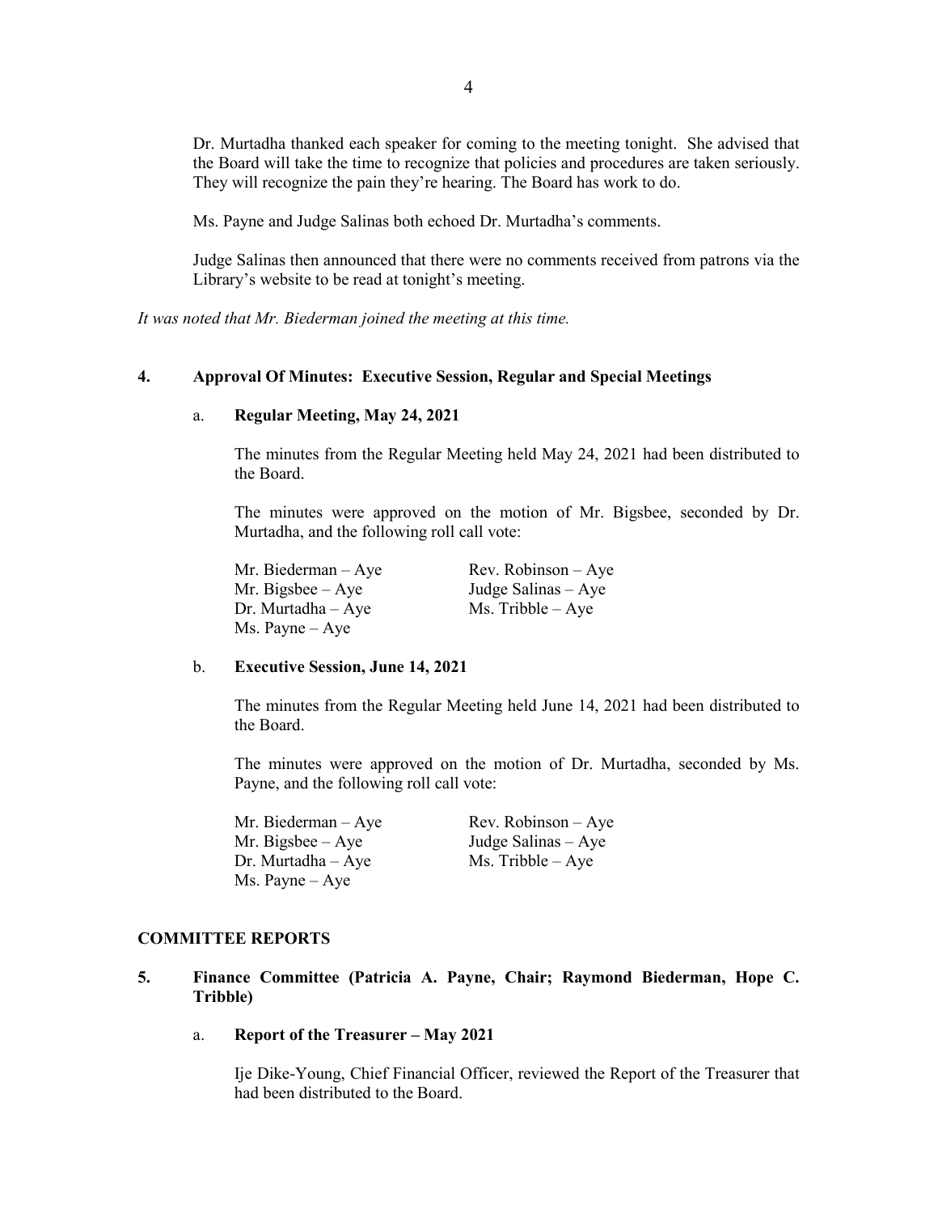Dr. Murtadha thanked each speaker for coming to the meeting tonight. She advised that the Board will take the time to recognize that policies and procedures are taken seriously. They will recognize the pain they're hearing. The Board has work to do.

Ms. Payne and Judge Salinas both echoed Dr. Murtadha's comments.

Judge Salinas then announced that there were no comments received from patrons via the Library's website to be read at tonight's meeting.

*It was noted that Mr. Biederman joined the meeting at this time.*

## 4. Approval Of Minutes: Executive Session, Regular and Special Meetings

### a. Regular Meeting, May 24, 2021

The minutes from the Regular Meeting held May 24, 2021 had been distributed to the Board.

The minutes were approved on the motion of Mr. Bigsbee, seconded by Dr. Murtadha, and the following roll call vote:

Mr. Biederman – Aye
Mr. Bigsbee – Aye
Dr. Murtadha – Aye
Ms. Payne – Aye
Rev. Robinson – Aye
Judge Salinas – Aye
Ms. Tribble – Aye

### b. Executive Session, June 14, 2021

The minutes from the Regular Meeting held June 14, 2021 had been distributed to the Board.

The minutes were approved on the motion of Dr. Murtadha, seconded by Ms. Payne, and the following roll call vote:

Mr. Biederman – Aye
Mr. Bigsbee – Aye
Dr. Murtadha – Aye
Ms. Payne – Aye
Rev. Robinson – Aye
Judge Salinas – Aye
Ms. Tribble – Aye

## COMMITTEE REPORTS

## 5. Finance Committee (Patricia A. Payne, Chair; Raymond Biederman, Hope C. Tribble)

### a. Report of the Treasurer – May 2021

Ije Dike-Young, Chief Financial Officer, reviewed the Report of the Treasurer that had been distributed to the Board.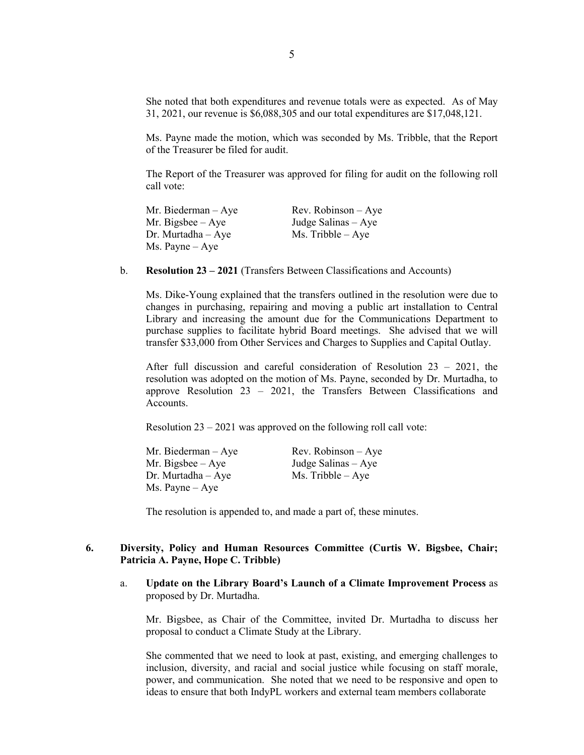She noted that both expenditures and revenue totals were as expected. As of May 31, 2021, our revenue is $6,088,305 and our total expenditures are $17,048,121.

Ms. Payne made the motion, which was seconded by Ms. Tribble, that the Report of the Treasurer be filed for audit.

The Report of the Treasurer was approved for filing for audit on the following roll call vote:

| | |
|---|---|
| Mr. Biederman – Aye | Rev. Robinson – Aye |
| Mr. Bigsbee – Aye | Judge Salinas – Aye |
| Dr. Murtadha – Aye | Ms. Tribble – Aye |
| Ms. Payne – Aye | |

b. **Resolution 23 – 2021** (Transfers Between Classifications and Accounts)

Ms. Dike-Young explained that the transfers outlined in the resolution were due to changes in purchasing, repairing and moving a public art installation to Central Library and increasing the amount due for the Communications Department to purchase supplies to facilitate hybrid Board meetings. She advised that we will transfer $33,000 from Other Services and Charges to Supplies and Capital Outlay.

After full discussion and careful consideration of Resolution 23 – 2021, the resolution was adopted on the motion of Ms. Payne, seconded by Dr. Murtadha, to approve Resolution 23 – 2021, the Transfers Between Classifications and Accounts.

Resolution 23 – 2021 was approved on the following roll call vote:

| | |
|---|---|
| Mr. Biederman – Aye | Rev. Robinson – Aye |
| Mr. Bigsbee – Aye | Judge Salinas – Aye |
| Dr. Murtadha – Aye | Ms. Tribble – Aye |
| Ms. Payne – Aye | |

The resolution is appended to, and made a part of, these minutes.

**6. Diversity, Policy and Human Resources Committee (Curtis W. Bigsbee, Chair; Patricia A. Payne, Hope C. Tribble)**

a. **Update on the Library Board's Launch of a Climate Improvement Process** as proposed by Dr. Murtadha.

Mr. Bigsbee, as Chair of the Committee, invited Dr. Murtadha to discuss her proposal to conduct a Climate Study at the Library.

She commented that we need to look at past, existing, and emerging challenges to inclusion, diversity, and racial and social justice while focusing on staff morale, power, and communication. She noted that we need to be responsive and open to ideas to ensure that both IndyPL workers and external team members collaborate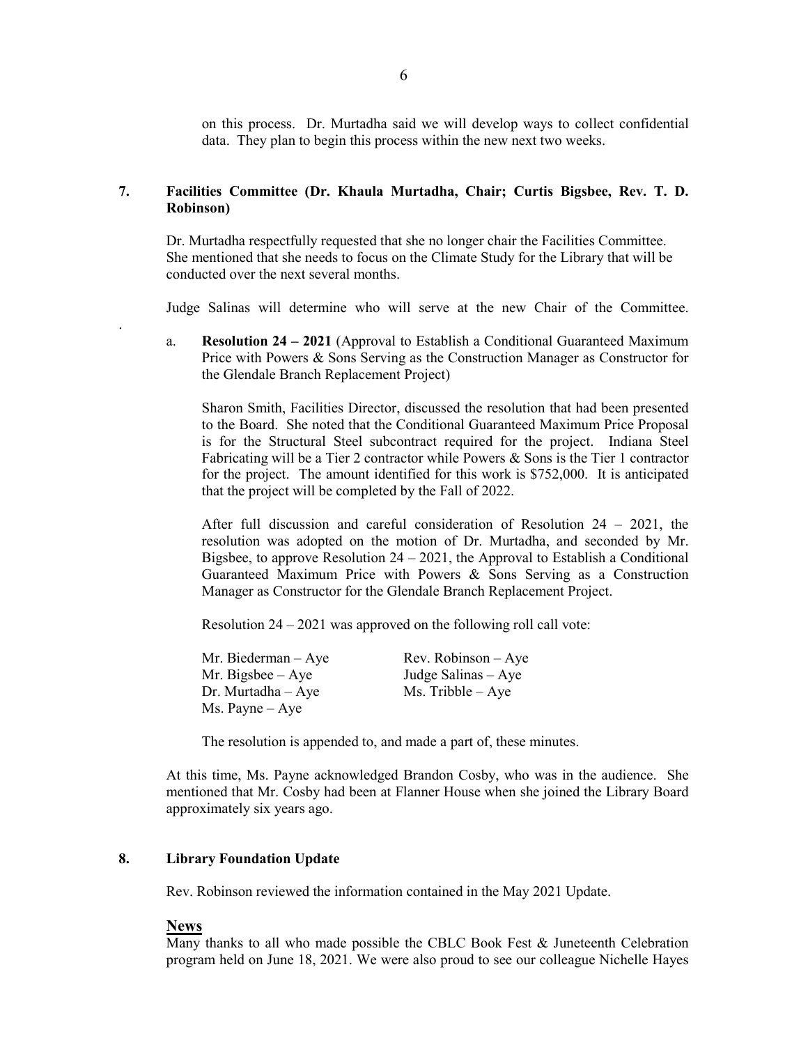on this process. Dr. Murtadha said we will develop ways to collect confidential data. They plan to begin this process within the new next two weeks.

**7. Facilities Committee (Dr. Khaula Murtadha, Chair; Curtis Bigsbee, Rev. T. D. Robinson)**

Dr. Murtadha respectfully requested that she no longer chair the Facilities Committee. She mentioned that she needs to focus on the Climate Study for the Library that will be conducted over the next several months.

Judge Salinas will determine who will serve at the new Chair of the Committee.

.

a. **Resolution 24 – 2021** (Approval to Establish a Conditional Guaranteed Maximum Price with Powers & Sons Serving as the Construction Manager as Constructor for the Glendale Branch Replacement Project)

Sharon Smith, Facilities Director, discussed the resolution that had been presented to the Board. She noted that the Conditional Guaranteed Maximum Price Proposal is for the Structural Steel subcontract required for the project. Indiana Steel Fabricating will be a Tier 2 contractor while Powers & Sons is the Tier 1 contractor for the project. The amount identified for this work is $752,000. It is anticipated that the project will be completed by the Fall of 2022.

After full discussion and careful consideration of Resolution 24 – 2021, the resolution was adopted on the motion of Dr. Murtadha, and seconded by Mr. Bigsbee, to approve Resolution 24 – 2021, the Approval to Establish a Conditional Guaranteed Maximum Price with Powers & Sons Serving as a Construction Manager as Constructor for the Glendale Branch Replacement Project.

Resolution 24 – 2021 was approved on the following roll call vote:

Mr. Biederman – Aye
Mr. Bigsbee – Aye
Dr. Murtadha – Aye
Ms. Payne – Aye
Rev. Robinson – Aye
Judge Salinas – Aye
Ms. Tribble – Aye

The resolution is appended to, and made a part of, these minutes.

At this time, Ms. Payne acknowledged Brandon Cosby, who was in the audience. She mentioned that Mr. Cosby had been at Flanner House when she joined the Library Board approximately six years ago.

**8. Library Foundation Update**

Rev. Robinson reviewed the information contained in the May 2021 Update.

**News**

Many thanks to all who made possible the CBLC Book Fest & Juneteenth Celebration program held on June 18, 2021. We were also proud to see our colleague Nichelle Hayes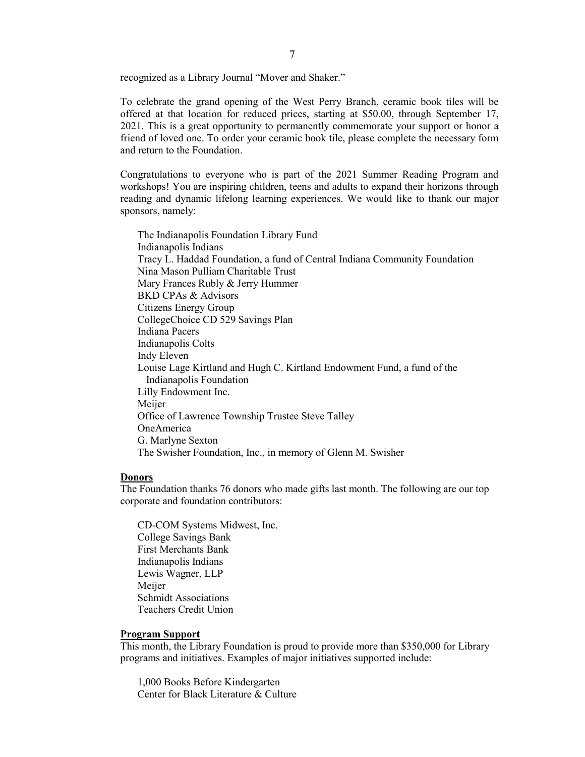recognized as a Library Journal "Mover and Shaker."

To celebrate the grand opening of the West Perry Branch, ceramic book tiles will be offered at that location for reduced prices, starting at $50.00, through September 17, 2021. This is a great opportunity to permanently commemorate your support or honor a friend of loved one. To order your ceramic book tile, please complete the necessary form and return to the Foundation.

Congratulations to everyone who is part of the 2021 Summer Reading Program and workshops! You are inspiring children, teens and adults to expand their horizons through reading and dynamic lifelong learning experiences. We would like to thank our major sponsors, namely:

The Indianapolis Foundation Library Fund
Indianapolis Indians
Tracy L. Haddad Foundation, a fund of Central Indiana Community Foundation
Nina Mason Pulliam Charitable Trust
Mary Frances Rubly & Jerry Hummer
BKD CPAs & Advisors
Citizens Energy Group
CollegeChoice CD 529 Savings Plan
Indiana Pacers
Indianapolis Colts
Indy Eleven
Louise Lage Kirtland and Hugh C. Kirtland Endowment Fund, a fund of the Indianapolis Foundation
Lilly Endowment Inc.
Meijer
Office of Lawrence Township Trustee Steve Talley
OneAmerica
G. Marlyne Sexton
The Swisher Foundation, Inc., in memory of Glenn M. Swisher

**Donors**

The Foundation thanks 76 donors who made gifts last month. The following are our top corporate and foundation contributors:

CD-COM Systems Midwest, Inc.
College Savings Bank
First Merchants Bank
Indianapolis Indians
Lewis Wagner, LLP
Meijer
Schmidt Associations
Teachers Credit Union

**Program Support**

This month, the Library Foundation is proud to provide more than $350,000 for Library programs and initiatives. Examples of major initiatives supported include:

1,000 Books Before Kindergarten
Center for Black Literature & Culture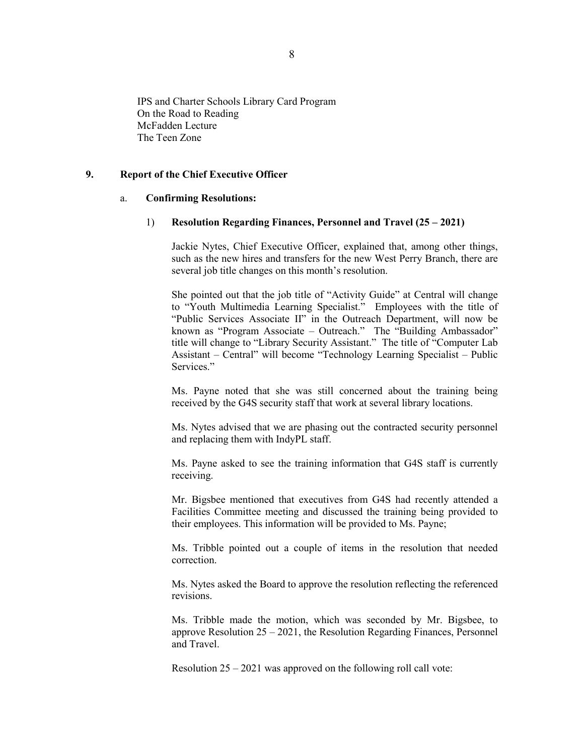IPS and Charter Schools Library Card Program
On the Road to Reading
McFadden Lecture
The Teen Zone

**9. Report of the Chief Executive Officer**

a. **Confirming Resolutions:**

1) **Resolution Regarding Finances, Personnel and Travel (25 – 2021)**

Jackie Nytes, Chief Executive Officer, explained that, among other things, such as the new hires and transfers for the new West Perry Branch, there are several job title changes on this month's resolution.

She pointed out that the job title of "Activity Guide" at Central will change to "Youth Multimedia Learning Specialist." Employees with the title of "Public Services Associate II" in the Outreach Department, will now be known as "Program Associate – Outreach." The "Building Ambassador" title will change to "Library Security Assistant." The title of "Computer Lab Assistant – Central" will become "Technology Learning Specialist – Public Services."

Ms. Payne noted that she was still concerned about the training being received by the G4S security staff that work at several library locations.

Ms. Nytes advised that we are phasing out the contracted security personnel and replacing them with IndyPL staff.

Ms. Payne asked to see the training information that G4S staff is currently receiving.

Mr. Bigsbee mentioned that executives from G4S had recently attended a Facilities Committee meeting and discussed the training being provided to their employees. This information will be provided to Ms. Payne;

Ms. Tribble pointed out a couple of items in the resolution that needed correction.

Ms. Nytes asked the Board to approve the resolution reflecting the referenced revisions.

Ms. Tribble made the motion, which was seconded by Mr. Bigsbee, to approve Resolution 25 – 2021, the Resolution Regarding Finances, Personnel and Travel.

Resolution 25 – 2021 was approved on the following roll call vote: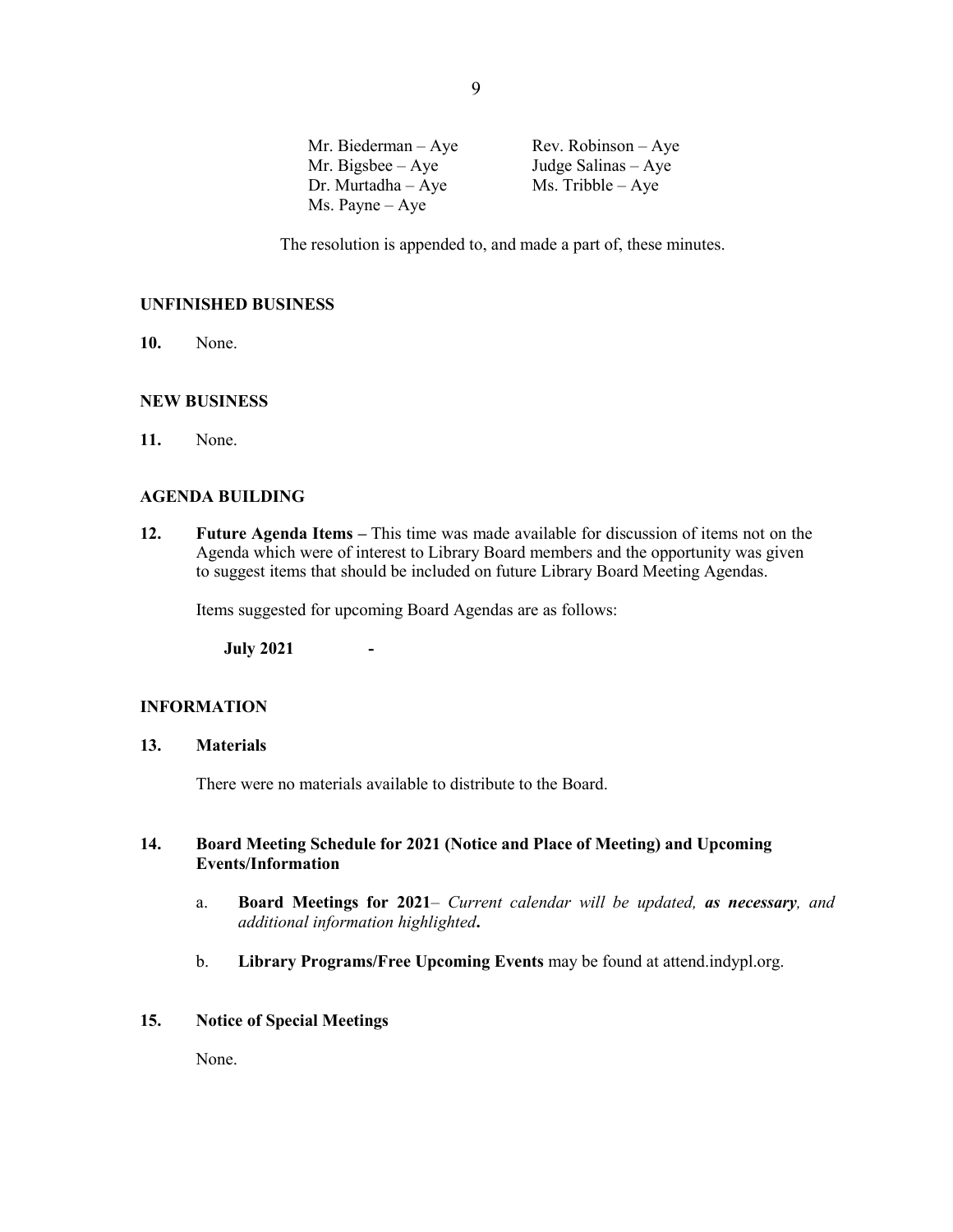Mr. Biederman – Aye
Mr. Bigsbee – Aye
Dr. Murtadha – Aye
Ms. Payne – Aye
Rev. Robinson – Aye
Judge Salinas – Aye
Ms. Tribble – Aye

The resolution is appended to, and made a part of, these minutes.

## UNFINISHED BUSINESS

**10.** None.

## NEW BUSINESS

**11.** None.

## AGENDA BUILDING

**12.** **Future Agenda Items –** This time was made available for discussion of items not on the Agenda which were of interest to Library Board members and the opportunity was given to suggest items that should be included on future Library Board Meeting Agendas.

Items suggested for upcoming Board Agendas are as follows:

**July 2021** **-**

## INFORMATION

**13.** **Materials**

There were no materials available to distribute to the Board.

**14.** **Board Meeting Schedule for 2021 (Notice and Place of Meeting) and Upcoming Events/Information**

a. **Board Meetings for 2021**– *Current calendar will be updated, **as necessary**, and additional information highlighted***.**

b. **Library Programs/Free Upcoming Events** may be found at attend.indypl.org.

**15.** **Notice of Special Meetings**

None.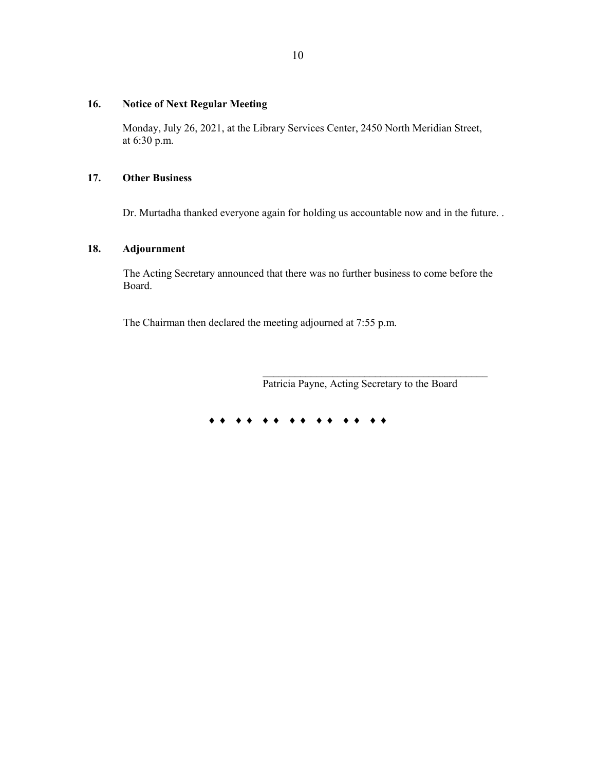## 16. Notice of Next Regular Meeting

Monday, July 26, 2021, at the Library Services Center, 2450 North Meridian Street, at 6:30 p.m.

## 17. Other Business

Dr. Murtadha thanked everyone again for holding us accountable now and in the future. .

## 18. Adjournment

The Acting Secretary announced that there was no further business to come before the Board.

The Chairman then declared the meeting adjourned at 7:55 p.m.

\_\_\_\_\_\_\_\_\_\_\_\_\_\_\_\_\_\_\_\_\_\_\_\_\_\_\_\_\_\_\_\_\_\_\_\_\_\_\_\_\_\_\_\_

Patricia Payne, Acting Secretary to the Board

♦♦ ♦♦ ♦♦ ♦♦ ♦♦ ♦♦ ♦♦